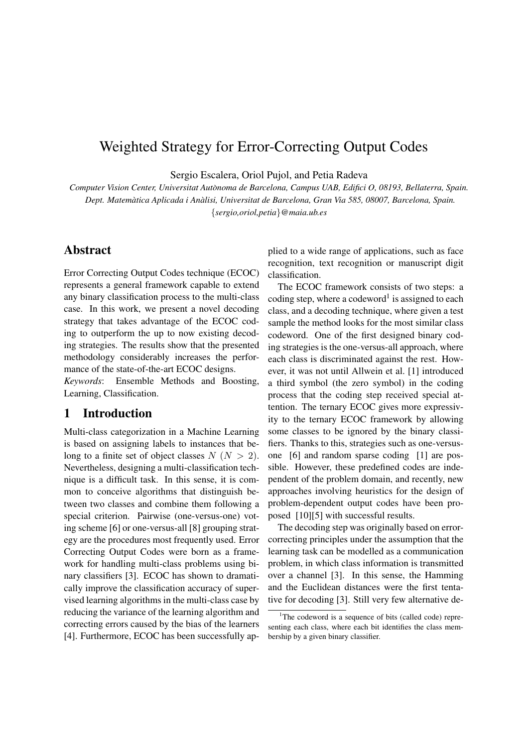# Weighted Strategy for Error-Correcting Output Codes

Sergio Escalera, Oriol Pujol, and Petia Radeva

*Computer Vision Center, Universitat Autònoma de Barcelona, Campus UAB, Edifici O, 08193, Bellaterra, Spain.*
*Dept. Matemàtica Aplicada i Anàlisi, Universitat de Barcelona, Gran Via 585, 08007, Barcelona, Spain.*
{*sergio,oriol,petia*}*@maia.ub.es*

## Abstract

Error Correcting Output Codes technique (ECOC) represents a general framework capable to extend any binary classification process to the multi-class case. In this work, we present a novel decoding strategy that takes advantage of the ECOC coding to outperform the up to now existing decoding strategies. The results show that the presented methodology considerably increases the performance of the state-of-the-art ECOC designs.

*Keywords*: Ensemble Methods and Boosting, Learning, Classification.

## 1 Introduction

Multi-class categorization in a Machine Learning is based on assigning labels to instances that belong to a finite set of object classes $N$ ($N > 2$). Nevertheless, designing a multi-classification technique is a difficult task. In this sense, it is common to conceive algorithms that distinguish between two classes and combine them following a special criterion. Pairwise (one-versus-one) voting scheme [6] or one-versus-all [8] grouping strategy are the procedures most frequently used. Error Correcting Output Codes were born as a framework for handling multi-class problems using binary classifiers [3]. ECOC has shown to dramatically improve the classification accuracy of supervised learning algorithms in the multi-class case by reducing the variance of the learning algorithm and correcting errors caused by the bias of the learners [4]. Furthermore, ECOC has been successfully applied to a wide range of applications, such as face recognition, text recognition or manuscript digit classification.

The ECOC framework consists of two steps: a coding step, where a codeword[1] is assigned to each class, and a decoding technique, where given a test sample the method looks for the most similar class codeword. One of the first designed binary coding strategies is the one-versus-all approach, where each class is discriminated against the rest. However, it was not until Allwein et al. [1] introduced a third symbol (the zero symbol) in the coding process that the coding step received special attention. The ternary ECOC gives more expressivity to the ternary ECOC framework by allowing some classes to be ignored by the binary classifiers. Thanks to this, strategies such as one-versus-one [6] and random sparse coding [1] are possible. However, these predefined codes are independent of the problem domain, and recently, new approaches involving heuristics for the design of problem-dependent output codes have been proposed [10][5] with successful results.

The decoding step was originally based on error-correcting principles under the assumption that the learning task can be modelled as a communication problem, in which class information is transmitted over a channel [3]. In this sense, the Hamming and the Euclidean distances were the first tentative for decoding [3]. Still very few alternative de-

[1] The codeword is a sequence of bits (called code) representing each class, where each bit identifies the class membership by a given binary classifier.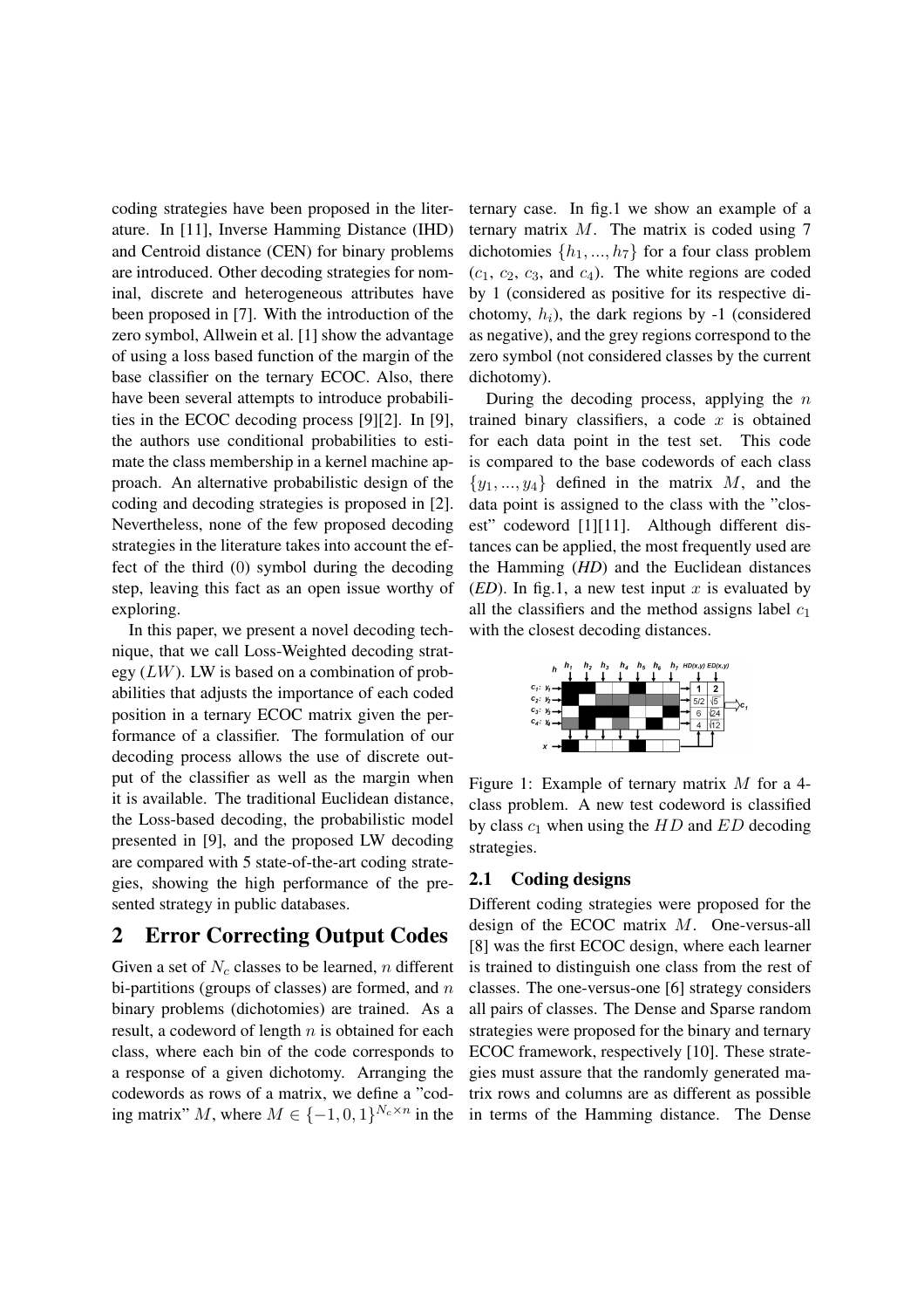coding strategies have been proposed in the literature. In [11], Inverse Hamming Distance (IHD) and Centroid distance (CEN) for binary problems are introduced. Other decoding strategies for nominal, discrete and heterogeneous attributes have been proposed in [7]. With the introduction of the zero symbol, Allwein et al. [1] show the advantage of using a loss based function of the margin of the base classifier on the ternary ECOC. Also, there have been several attempts to introduce probabilities in the ECOC decoding process [9][2]. In [9], the authors use conditional probabilities to estimate the class membership in a kernel machine approach. An alternative probabilistic design of the coding and decoding strategies is proposed in [2]. Nevertheless, none of the few proposed decoding strategies in the literature takes into account the effect of the third (0) symbol during the decoding step, leaving this fact as an open issue worthy of exploring.

In this paper, we present a novel decoding technique, that we call Loss-Weighted decoding strategy ($LW$). LW is based on a combination of probabilities that adjusts the importance of each coded position in a ternary ECOC matrix given the performance of a classifier. The formulation of our decoding process allows the use of discrete output of the classifier as well as the margin when it is available. The traditional Euclidean distance, the Loss-based decoding, the probabilistic model presented in [9], and the proposed LW decoding are compared with 5 state-of-the-art coding strategies, showing the high performance of the presented strategy in public databases.

## 2 Error Correcting Output Codes

Given a set of $N_c$ classes to be learned, $n$ different bi-partitions (groups of classes) are formed, and $n$ binary problems (dichotomies) are trained. As a result, a codeword of length $n$ is obtained for each class, where each bin of the code corresponds to a response of a given dichotomy. Arranging the codewords as rows of a matrix, we define a "coding matrix" $M$, where $M \in \{-1, 0, 1\}^{N_c \times n}$ in the ternary case. In fig.1 we show an example of a ternary matrix $M$. The matrix is coded using 7 dichotomies $\{h_1, ..., h_7\}$ for a four class problem ($c_1$, $c_2$, $c_3$, and $c_4$). The white regions are coded by 1 (considered as positive for its respective dichotomy, $h_i$), the dark regions by -1 (considered as negative), and the grey regions correspond to the zero symbol (not considered classes by the current dichotomy).

During the decoding process, applying the $n$ trained binary classifiers, a code $x$ is obtained for each data point in the test set. This code is compared to the base codewords of each class $\{y_1, ..., y_4\}$ defined in the matrix $M$, and the data point is assigned to the class with the "closest" codeword [1][11]. Although different distances can be applied, the most frequently used are the Hamming (*HD*) and the Euclidean distances (*ED*). In fig.1, a new test input $x$ is evaluated by all the classifiers and the method assigns label $c_1$ with the closest decoding distances.

Figure 1: Example of ternary matrix $M$ for a 4-class problem. A new test codeword is classified by class $c_1$ when using the $HD$ and $ED$ decoding strategies.

### 2.1 Coding designs

Different coding strategies were proposed for the design of the ECOC matrix $M$. One-versus-all [8] was the first ECOC design, where each learner is trained to distinguish one class from the rest of classes. The one-versus-one [6] strategy considers all pairs of classes. The Dense and Sparse random strategies were proposed for the binary and ternary ECOC framework, respectively [10]. These strategies must assure that the randomly generated matrix rows and columns are as different as possible in terms of the Hamming distance. The Dense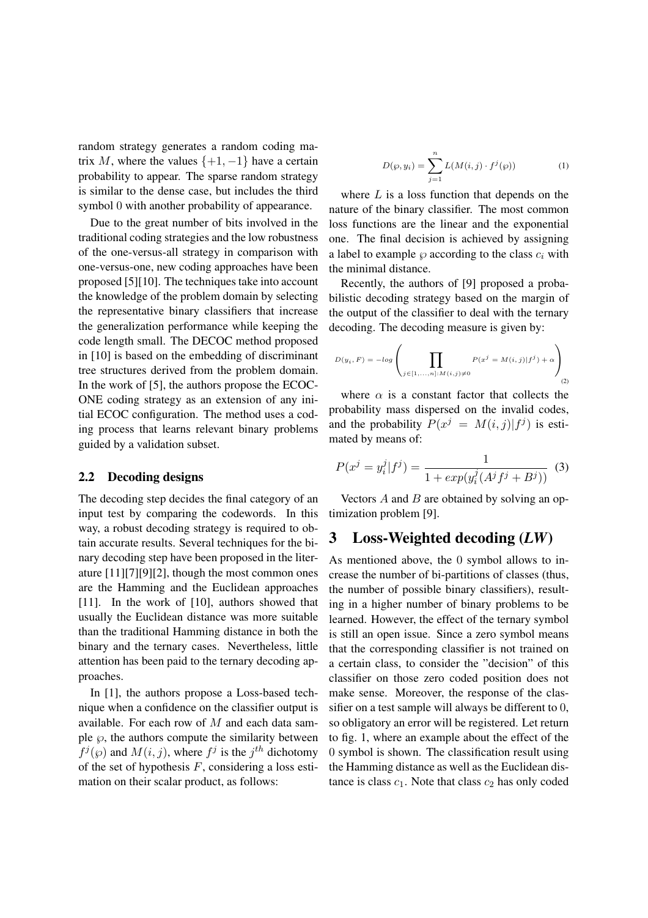random strategy generates a random coding matrix $M$, where the values $\{+1, -1\}$ have a certain probability to appear. The sparse random strategy is similar to the dense case, but includes the third symbol 0 with another probability of appearance.

Due to the great number of bits involved in the traditional coding strategies and the low robustness of the one-versus-all strategy in comparison with one-versus-one, new coding approaches have been proposed [5][10]. The techniques take into account the knowledge of the problem domain by selecting the representative binary classifiers that increase the generalization performance while keeping the code length small. The DECOC method proposed in [10] is based on the embedding of discriminant tree structures derived from the problem domain. In the work of [5], the authors propose the ECOC-ONE coding strategy as an extension of any initial ECOC configuration. The method uses a coding process that learns relevant binary problems guided by a validation subset.

### 2.2 Decoding designs

The decoding step decides the final category of an input test by comparing the codewords. In this way, a robust decoding strategy is required to obtain accurate results. Several techniques for the binary decoding step have been proposed in the literature [11][7][9][2], though the most common ones are the Hamming and the Euclidean approaches [11]. In the work of [10], authors showed that usually the Euclidean distance was more suitable than the traditional Hamming distance in both the binary and the ternary cases. Nevertheless, little attention has been paid to the ternary decoding approaches.

In [1], the authors propose a Loss-based technique when a confidence on the classifier output is available. For each row of $M$ and each data sample $\wp$, the authors compute the similarity between $f^j(\wp)$ and $M(i,j)$, where $f^j$ is the $j^{th}$ dichotomy of the set of hypothesis $F$, considering a loss estimation on their scalar product, as follows:

$$D(\wp, y_i) = \sum_{j=1}^{n} L(M(i,j) \cdot f^j(\wp)) \tag{1}$$

where $L$ is a loss function that depends on the nature of the binary classifier. The most common loss functions are the linear and the exponential one. The final decision is achieved by assigning a label to example $\wp$ according to the class $c_i$ with the minimal distance.

Recently, the authors of [9] proposed a probabilistic decoding strategy based on the margin of the output of the classifier to deal with the ternary decoding. The decoding measure is given by:

$$D(y_i, F) = -log\left(\prod_{j \in [1,\ldots,n]: M(i,j) \neq 0} P(x^j = M(i,j)|f^j) + \alpha\right) \tag{2}$$

where $\alpha$ is a constant factor that collects the probability mass dispersed on the invalid codes, and the probability $P(x^j = M(i,j)|f^j)$ is estimated by means of:

$$P(x^j = y_i^j|f^j) = \frac{1}{1 + exp(y_i^j(A^j f^j + B^j))} \tag{3}$$

Vectors $A$ and $B$ are obtained by solving an optimization problem [9].

## 3 Loss-Weighted decoding (*LW*)

As mentioned above, the 0 symbol allows to increase the number of bi-partitions of classes (thus, the number of possible binary classifiers), resulting in a higher number of binary problems to be learned. However, the effect of the ternary symbol is still an open issue. Since a zero symbol means that the corresponding classifier is not trained on a certain class, to consider the "decision" of this classifier on those zero coded position does not make sense. Moreover, the response of the classifier on a test sample will always be different to 0, so obligatory an error will be registered. Let return to fig. 1, where an example about the effect of the 0 symbol is shown. The classification result using the Hamming distance as well as the Euclidean distance is class $c_1$. Note that class $c_2$ has only coded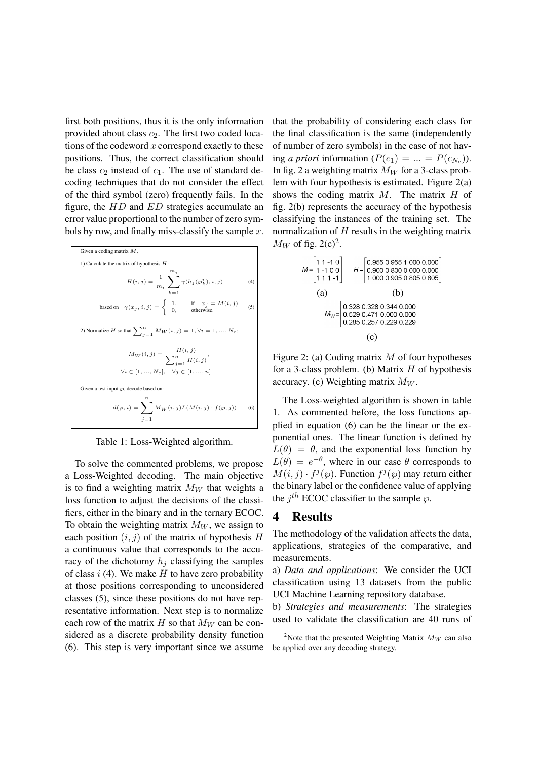first both positions, thus it is the only information provided about class $c_2$. The first two coded locations of the codeword $x$ correspond exactly to these positions. Thus, the correct classification should be class $c_2$ instead of $c_1$. The use of standard decoding techniques that do not consider the effect of the third symbol (zero) frequently fails. In the figure, the $HD$ and $ED$ strategies accumulate an error value proportional to the number of zero symbols by row, and finally miss-classify the sample $x$.

Given a coding matrix $M$,

1) Calculate the matrix of hypothesis $H$:

$$H(i,j) = \frac{1}{m_i} \sum_{k=1}^{m_i} \gamma(h_j(\wp_k^i), i, j) \quad (4)$$

based on $\gamma(x_j, i, j) = \begin{cases} 1, & \text{if } x_j = M(i,j) \\ 0, & \text{otherwise.} \end{cases} \quad (5)$

2) Normalize $H$ so that $\sum_{j=1}^{n} M_W(i,j) = 1, \forall i = 1, ..., N_c$:

$$M_W(i,j) = \frac{H(i,j)}{\sum_{j=1}^{n} H(i,j)},$$

$$\forall i \in [1, ..., N_c], \quad \forall j \in [1, ..., n]$$

Given a test input $\wp$, decode based on:

$$d(\wp, i) = \sum_{j=1}^{n} M_W(i,j) L(M(i,j) \cdot f(\wp, j)) \quad (6)$$

Table 1: Loss-Weighted algorithm.

To solve the commented problems, we propose a Loss-Weighted decoding. The main objective is to find a weighting matrix $M_W$ that weights a loss function to adjust the decisions of the classifiers, either in the binary and in the ternary ECOC. To obtain the weighting matrix $M_W$, we assign to each position $(i, j)$ of the matrix of hypothesis $H$ a continuous value that corresponds to the accuracy of the dichotomy $h_j$ classifying the samples of class $i$ (4). We make $H$ to have zero probability at those positions corresponding to unconsidered classes (5), since these positions do not have representative information. Next step is to normalize each row of the matrix $H$ so that $M_W$ can be considered as a discrete probability density function (6). This step is very important since we assume that the probability of considering each class for the final classification is the same (independently of number of zero symbols) in the case of not having *a priori* information ($P(c_1) = ... = P(c_{N_c})$). In fig. 2 a weighting matrix $M_W$ for a 3-class problem with four hypothesis is estimated. Figure 2(a) shows the coding matrix $M$. The matrix $H$ of fig. 2(b) represents the accuracy of the hypothesis classifying the instances of the training set. The normalization of $H$ results in the weighting matrix $M_W$ of fig. 2(c)[2].

$$M = \begin{bmatrix} 1 & 1 & -1 & 0 \\ 1 & -1 & 0 & 0 \\ 1 & 1 & 1 & -1 \end{bmatrix} \qquad H = \begin{bmatrix} 0.955 & 0.955 & 1.000 & 0.000 \\ 0.900 & 0.800 & 0.000 & 0.000 \\ 1.000 & 0.905 & 0.805 & 0.805 \end{bmatrix}$$

(a) (b)

$$M_W = \begin{bmatrix} 0.328 & 0.328 & 0.344 & 0.000 \\ 0.529 & 0.471 & 0.000 & 0.000 \\ 0.285 & 0.257 & 0.229 & 0.229 \end{bmatrix}$$

(c)

Figure 2: (a) Coding matrix $M$ of four hypotheses for a 3-class problem. (b) Matrix $H$ of hypothesis accuracy. (c) Weighting matrix $M_W$.

The Loss-weighted algorithm is shown in table 1. As commented before, the loss functions applied in equation (6) can be the linear or the exponential ones. The linear function is defined by $L(\theta) = \theta$, and the exponential loss function by $L(\theta) = e^{-\theta}$, where in our case $\theta$ corresponds to $M(i,j) \cdot f^j(\wp)$. Function $f^j(\wp)$ may return either the binary label or the confidence value of applying the $j^{th}$ ECOC classifier to the sample $\wp$.

# 4 Results

The methodology of the validation affects the data, applications, strategies of the comparative, and measurements.

a) *Data and applications*: We consider the UCI classification using 13 datasets from the public UCI Machine Learning repository database.

b) *Strategies and measurements*: The strategies used to validate the classification are 40 runs of

[2]Note that the presented Weighting Matrix $M_W$ can also be applied over any decoding strategy.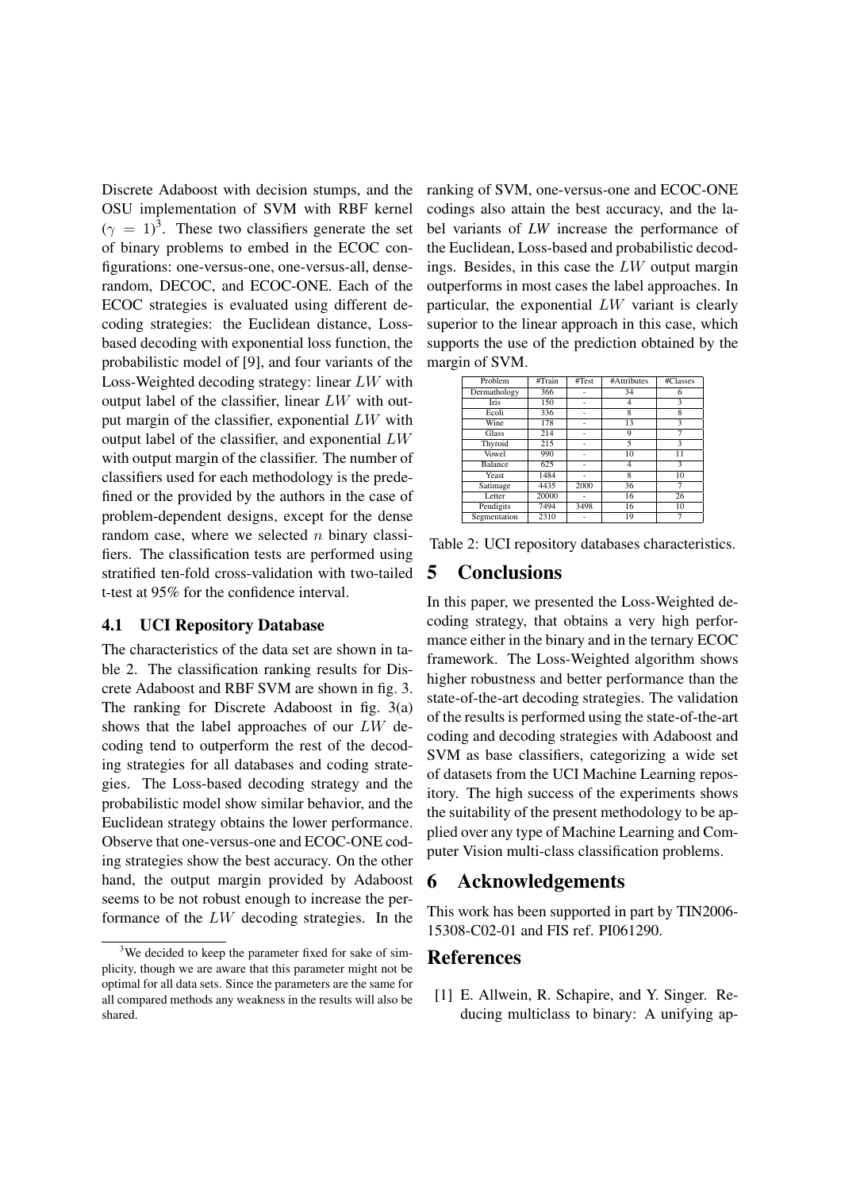Discrete Adaboost with decision stumps, and the OSU implementation of SVM with RBF kernel ($\gamma = 1$)[3]. These two classifiers generate the set of binary problems to embed in the ECOC configurations: one-versus-one, one-versus-all, dense-random, DECOC, and ECOC-ONE. Each of the ECOC strategies is evaluated using different decoding strategies: the Euclidean distance, Loss-based decoding with exponential loss function, the probabilistic model of [9], and four variants of the Loss-Weighted decoding strategy: linear $LW$ with output label of the classifier, linear $LW$ with output margin of the classifier, exponential $LW$ with output label of the classifier, and exponential $LW$ with output margin of the classifier. The number of classifiers used for each methodology is the predefined or the provided by the authors in the case of problem-dependent designs, except for the dense random case, where we selected $n$ binary classifiers. The classification tests are performed using stratified ten-fold cross-validation with two-tailed t-test at 95% for the confidence interval.

### 4.1 UCI Repository Database

The characteristics of the data set are shown in table 2. The classification ranking results for Discrete Adaboost and RBF SVM are shown in fig. 3. The ranking for Discrete Adaboost in fig. 3(a) shows that the label approaches of our $LW$ decoding tend to outperform the rest of the decoding strategies for all databases and coding strategies. The Loss-based decoding strategy and the probabilistic model show similar behavior, and the Euclidean strategy obtains the lower performance. Observe that one-versus-one and ECOC-ONE coding strategies show the best accuracy. On the other hand, the output margin provided by Adaboost seems to be not robust enough to increase the performance of the $LW$ decoding strategies. In the ranking of SVM, one-versus-one and ECOC-ONE codings also attain the best accuracy, and the label variants of *LW* increase the performance of the Euclidean, Loss-based and probabilistic decodings. Besides, in this case the $LW$ output margin outperforms in most cases the label approaches. In particular, the exponential $LW$ variant is clearly superior to the linear approach in this case, which supports the use of the prediction obtained by the margin of SVM.

| Problem | #Train | #Test | #Attributes | #Classes |
|---|---|---|---|---|
| Dermathology | 366 | - | 34 | 6 |
| Iris | 150 | - | 4 | 3 |
| Ecoli | 336 | - | 8 | 8 |
| Wine | 178 | - | 13 | 3 |
| Glass | 214 | - | 9 | 7 |
| Thyroid | 215 | - | 5 | 3 |
| Vowel | 990 | - | 10 | 11 |
| Balance | 625 | - | 4 | 3 |
| Yeast | 1484 | - | 8 | 10 |
| Satimage | 4435 | 2000 | 36 | 7 |
| Letter | 20000 | - | 16 | 26 |
| Pendigits | 7494 | 3498 | 16 | 10 |
| Segmentation | 2310 | - | 19 | 7 |

Table 2: UCI repository databases characteristics.

## 5 Conclusions

In this paper, we presented the Loss-Weighted decoding strategy, that obtains a very high performance either in the binary and in the ternary ECOC framework. The Loss-Weighted algorithm shows higher robustness and better performance than the state-of-the-art decoding strategies. The validation of the results is performed using the state-of-the-art coding and decoding strategies with Adaboost and SVM as base classifiers, categorizing a wide set of datasets from the UCI Machine Learning repository. The high success of the experiments shows the suitability of the present methodology to be applied over any type of Machine Learning and Computer Vision multi-class classification problems.

## 6 Acknowledgements

This work has been supported in part by TIN2006-15308-C02-01 and FIS ref. PI061290.

## References

[1] E. Allwein, R. Schapire, and Y. Singer. Reducing multiclass to binary: A unifying ap-

[3] We decided to keep the parameter fixed for sake of simplicity, though we are aware that this parameter might not be optimal for all data sets. Since the parameters are the same for all compared methods any weakness in the results will also be shared.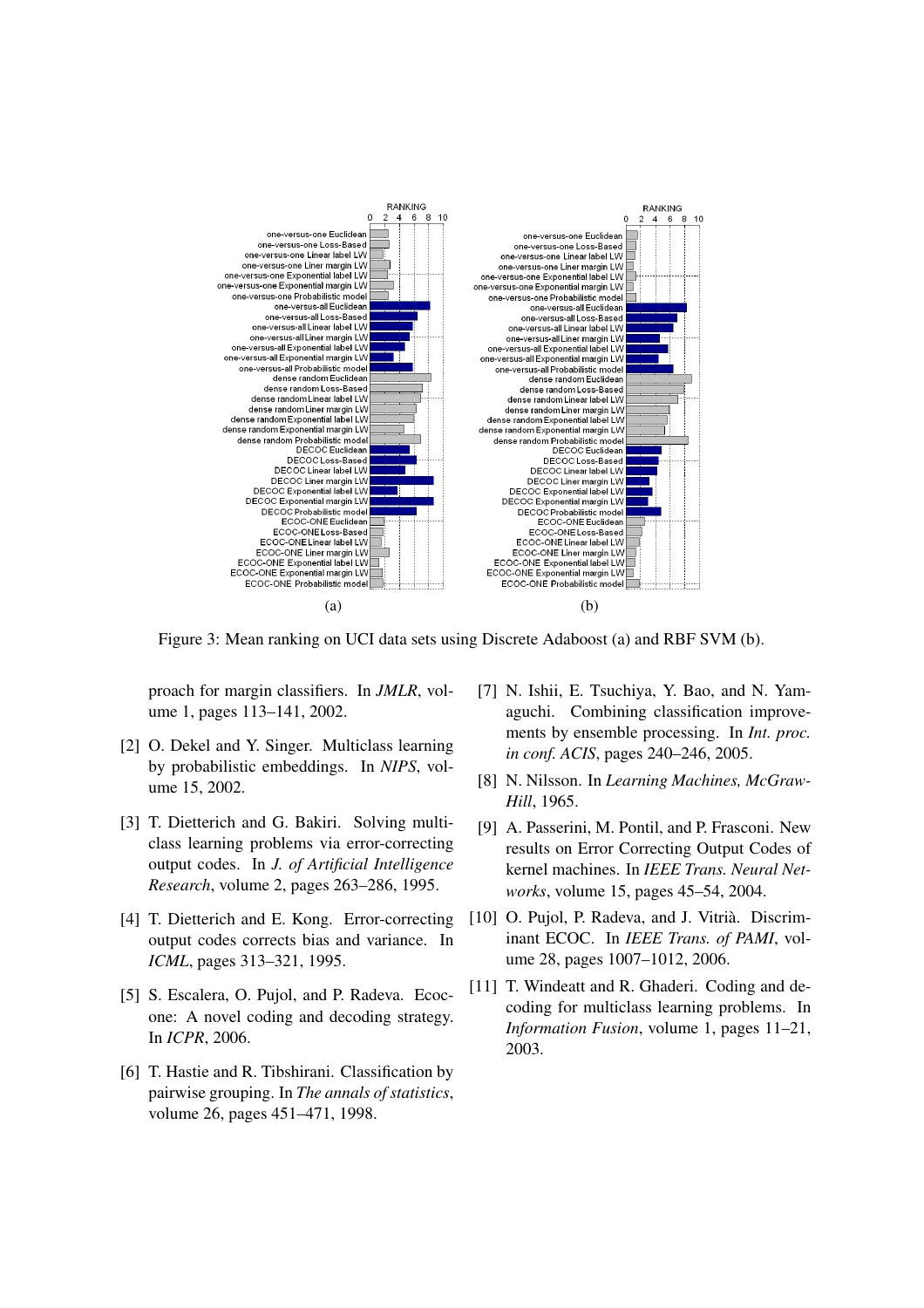RANKING

0 2 4 6 8 10

one-versus-one Euclidean
one-versus-one Loss-Based
one-versus-one Linear label LW
one-versus-one Liner margin LW
one-versus-one Exponential label LW
one-versus-one Exponential margin LW
one-versus-one Probabilistic model
one-versus-all Euclidean
one-versus-all Loss-Based
one-versus-all Linear label LW
one-versus-all Liner margin LW
one-versus-all Exponential label LW
one-versus-all Exponential margin LW
one-versus-all Probabilistic model
dense random Euclidean
dense random Loss-Based
dense random Linear label LW
dense random Liner margin LW
dense random Exponential label LW
dense random Exponential margin LW
dense random Probabilistic model
DECOC Euclidean
DECOC Loss-Based
DECOC Linear label LW
DECOC Liner margin LW
DECOC Exponential label LW
DECOC Exponential margin LW
DECOC Probabilistic model
ECOC-ONE Euclidean
ECOC-ONE Loss-Based
ECOC-ONE Linear label LW
ECOC-ONE Liner margin LW
ECOC-ONE Exponential label LW
ECOC-ONE Exponential margin LW
ECOC-ONE Probabilistic model

(a)

RANKING

0 2 4 6 8 10

one-versus-one Euclidean
one-versus-one Loss-Based
one-versus-one Linear label LW
one-versus-one Liner margin LW
one-versus-one Exponential label LW
one-versus-one Exponential margin LW
one-versus-one Probabilistic model
one-versus-all Euclidean
one-versus-all Loss-Based
one-versus-all Linear label LW
one-versus-all Liner margin LW
one-versus-all Exponential label LW
one-versus-all Exponential margin LW
one-versus-all Probabilistic model
dense random Euclidean
dense random Loss-Based
dense random Linear label LW
dense random Liner margin LW
dense random Exponential label LW
dense random Exponential margin LW
dense random Probabilistic model
DECOC Euclidean
DECOC Loss-Based
DECOC Linear label LW
DECOC Liner margin LW
DECOC Exponential label LW
DECOC Exponential margin LW
DECOC Probabilistic model
ECOC-ONE Euclidean
ECOC-ONE Loss-Based
ECOC-ONE Linear label LW
ECOC-ONE Liner margin LW
ECOC-ONE Exponential label LW
ECOC-ONE Exponential margin LW
ECOC-ONE Probabilistic model

(b)

Figure 3: Mean ranking on UCI data sets using Discrete Adaboost (a) and RBF SVM (b).

proach for margin classifiers. In *JMLR*, volume 1, pages 113–141, 2002.

[2] O. Dekel and Y. Singer. Multiclass learning by probabilistic embeddings. In *NIPS*, volume 15, 2002.

[3] T. Dietterich and G. Bakiri. Solving multiclass learning problems via error-correcting output codes. In *J. of Artificial Intelligence Research*, volume 2, pages 263–286, 1995.

[4] T. Dietterich and E. Kong. Error-correcting output codes corrects bias and variance. In *ICML*, pages 313–321, 1995.

[5] S. Escalera, O. Pujol, and P. Radeva. Ecoc-one: A novel coding and decoding strategy. In *ICPR*, 2006.

[6] T. Hastie and R. Tibshirani. Classification by pairwise grouping. In *The annals of statistics*, volume 26, pages 451–471, 1998.

[7] N. Ishii, E. Tsuchiya, Y. Bao, and N. Yamaguchi. Combining classification improvements by ensemble processing. In *Int. proc. in conf. ACIS*, pages 240–246, 2005.

[8] N. Nilsson. In *Learning Machines, McGraw-Hill*, 1965.

[9] A. Passerini, M. Pontil, and P. Frasconi. New results on Error Correcting Output Codes of kernel machines. In *IEEE Trans. Neural Networks*, volume 15, pages 45–54, 2004.

[10] O. Pujol, P. Radeva, and J. Vitrià. Discriminant ECOC. In *IEEE Trans. of PAMI*, volume 28, pages 1007–1012, 2006.

[11] T. Windeatt and R. Ghaderi. Coding and decoding for multiclass learning problems. In *Information Fusion*, volume 1, pages 11–21, 2003.